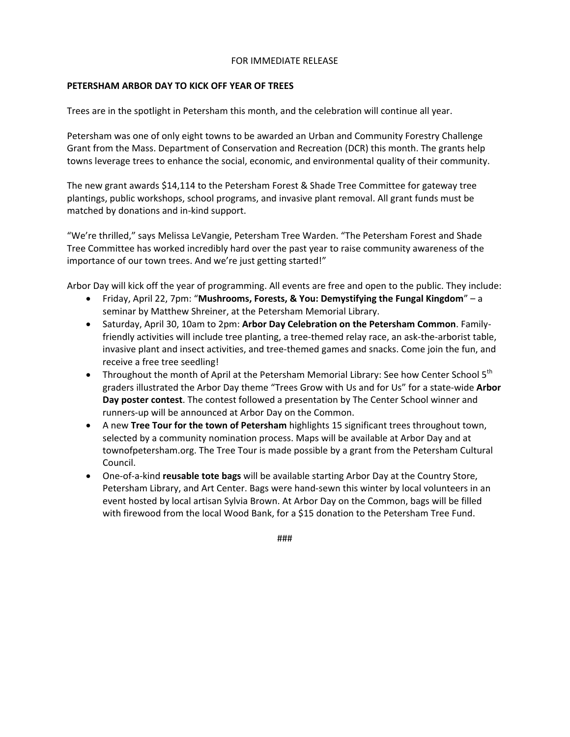FOR IMMEDIATE RELEASE

**PETERSHAM ARBOR DAY TO KICK OFF YEAR OF TREES**

Trees are in the spotlight in Petersham this month, and the celebration will continue all year.

Petersham was one of only eight towns to be awarded an Urban and Community Forestry Challenge Grant from the Mass. Department of Conservation and Recreation (DCR) this month. The grants help towns leverage trees to enhance the social, economic, and environmental quality of their community.

The new grant awards $14,114 to the Petersham Forest & Shade Tree Committee for gateway tree plantings, public workshops, school programs, and invasive plant removal. All grant funds must be matched by donations and in-kind support.

"We're thrilled," says Melissa LeVangie, Petersham Tree Warden. "The Petersham Forest and Shade Tree Committee has worked incredibly hard over the past year to raise community awareness of the importance of our town trees. And we're just getting started!"

Arbor Day will kick off the year of programming. All events are free and open to the public. They include:

- Friday, April 22, 7pm: "**Mushrooms, Forests, & You: Demystifying the Fungal Kingdom**" – a seminar by Matthew Shreiner, at the Petersham Memorial Library.
- Saturday, April 30, 10am to 2pm: **Arbor Day Celebration on the Petersham Common**. Family-friendly activities will include tree planting, a tree-themed relay race, an ask-the-arborist table, invasive plant and insect activities, and tree-themed games and snacks. Come join the fun, and receive a free tree seedling!
- Throughout the month of April at the Petersham Memorial Library: See how Center School 5th graders illustrated the Arbor Day theme "Trees Grow with Us and for Us" for a state-wide **Arbor Day poster contest**. The contest followed a presentation by The Center School winner and runners-up will be announced at Arbor Day on the Common.
- A new **Tree Tour for the town of Petersham** highlights 15 significant trees throughout town, selected by a community nomination process. Maps will be available at Arbor Day and at townofpetersham.org. The Tree Tour is made possible by a grant from the Petersham Cultural Council.
- One-of-a-kind **reusable tote bags** will be available starting Arbor Day at the Country Store, Petersham Library, and Art Center. Bags were hand-sewn this winter by local volunteers in an event hosted by local artisan Sylvia Brown. At Arbor Day on the Common, bags will be filled with firewood from the local Wood Bank, for a $15 donation to the Petersham Tree Fund.

###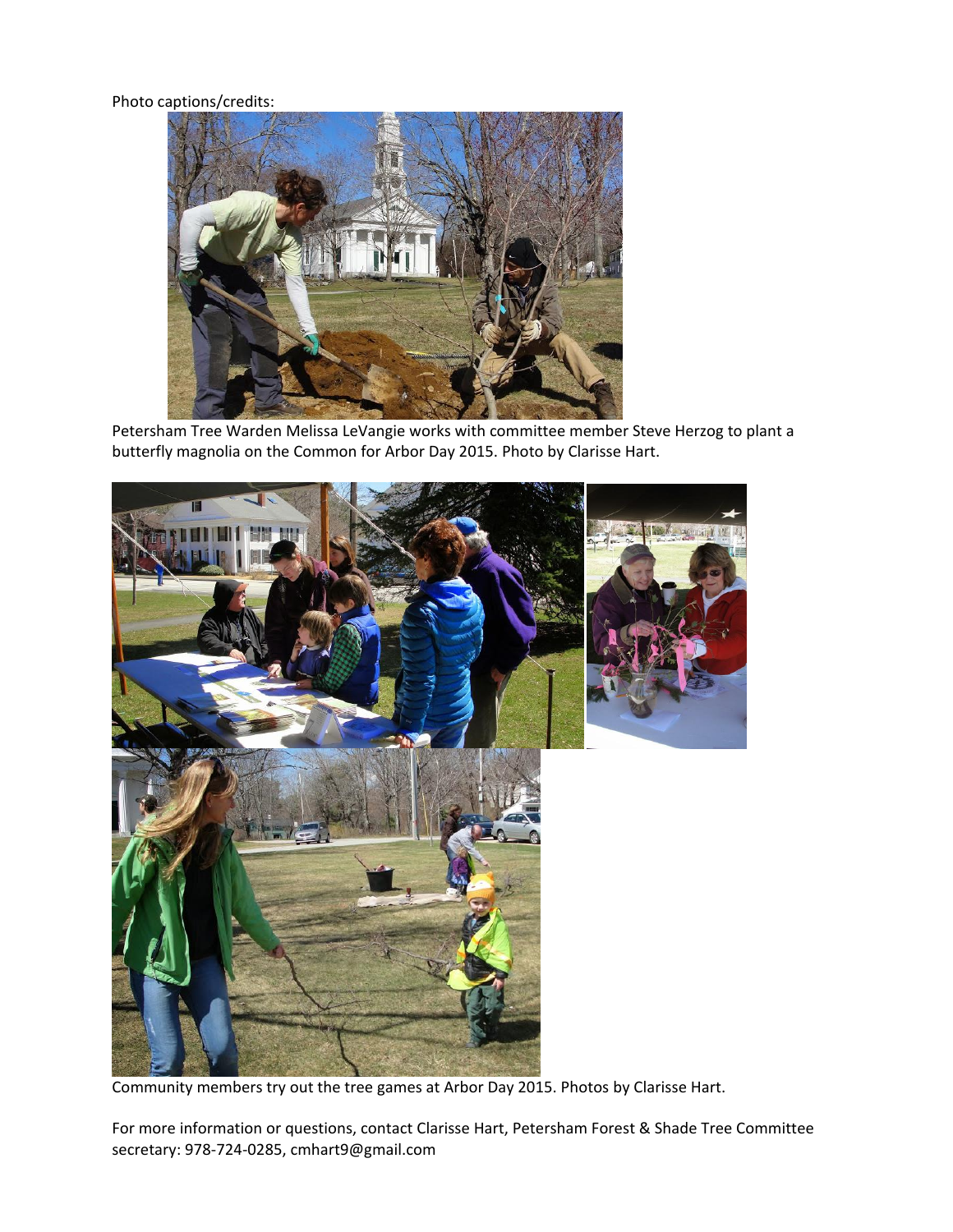Photo captions/credits:

Petersham Tree Warden Melissa LeVangie works with committee member Steve Herzog to plant a butterfly magnolia on the Common for Arbor Day 2015. Photo by Clarisse Hart.

Community members try out the tree games at Arbor Day 2015. Photos by Clarisse Hart.

For more information or questions, contact Clarisse Hart, Petersham Forest & Shade Tree Committee secretary: 978-724-0285, cmhart9@gmail.com